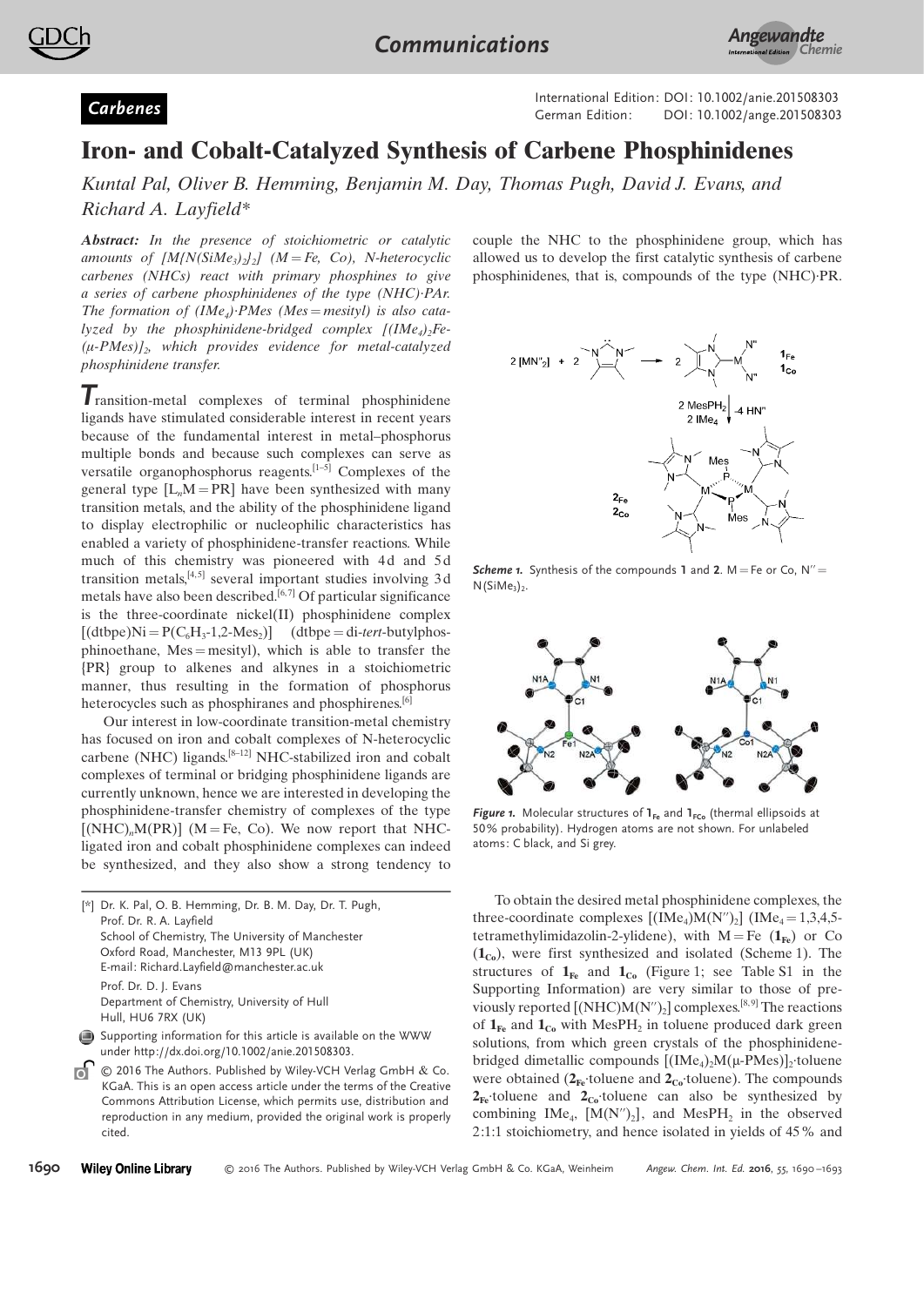Carbenes

# Iron- and Cobalt-Catalyzed Synthesis of Carbene Phosphinidenes

*Kuntal Pal, Oliver B. Hemming, Benjamin M. Day, Thomas Pugh, David J. Evans, and Richard A. Layfield\**

***Abstract:*** *In the presence of stoichiometric or catalytic amounts of $[M\{N(SiMe_3)_2\}_2]$ (M = Fe, Co), N-heterocyclic carbenes (NHCs) react with primary phosphines to give a series of carbene phosphinidenes of the type (NHC)·PAr. The formation of $(IMe_4)$·PMes (Mes = mesityl) is also catalyzed by the phosphinidene-bridged complex $[(IMe_4)_2Fe(\mu\text{-}PMes)]_2$, which provides evidence for metal-catalyzed phosphinidene transfer.*

Transition-metal complexes of terminal phosphinidene ligands have stimulated considerable interest in recent years because of the fundamental interest in metal–phosphorus multiple bonds and because such complexes can serve as versatile organophosphorus reagents.[1–5] Complexes of the general type $[L_nM{=}PR]$ have been synthesized with many transition metals, and the ability of the phosphinidene ligand to display electrophilic or nucleophilic characteristics has enabled a variety of phosphinidene-transfer reactions. While much of this chemistry was pioneered with 4d and 5d transition metals,[4,5] several important studies involving 3d metals have also been described.[6,7] Of particular significance is the three-coordinate nickel(II) phosphinidene complex $[(dtbpe)Ni{=}P(C_6H_3\text{-}1,2\text{-}Mes_2)]$ (dtbpe = di-*tert*-butylphosphinoethane, Mes = mesityl), which is able to transfer the {PR} group to alkenes and alkynes in a stoichiometric manner, thus resulting in the formation of phosphorus heterocycles such as phosphiranes and phosphirenes.[6]

Our interest in low-coordinate transition-metal chemistry has focused on iron and cobalt complexes of N-heterocyclic carbene (NHC) ligands.[8–12] NHC-stabilized iron and cobalt complexes of terminal or bridging phosphinidene ligands are currently unknown, hence we are interested in developing the phosphinidene-transfer chemistry of complexes of the type $[(NHC)_nM(PR)]$ (M = Fe, Co). We now report that NHC-ligated iron and cobalt phosphinidene complexes can indeed be synthesized, and they also show a strong tendency to couple the NHC to the phosphinidene group, which has allowed us to develop the first catalytic synthesis of carbene phosphinidenes, that is, compounds of the type (NHC)·PR.

**Scheme 1.** Synthesis of the compounds **1** and **2**. M = Fe or Co, N″ = $N(SiMe_3)_2$.

**Figure 1.** Molecular structures of $\mathbf{1_{Fe}}$ and $\mathbf{1_{Co}}$ (thermal ellipsoids at 50% probability). Hydrogen atoms are not shown. For unlabeled atoms: C black, and Si grey.

To obtain the desired metal phosphinidene complexes, the three-coordinate complexes $[(IMe_4)M(N'')_2]$ ($IMe_4$ = 1,3,4,5-tetramethylimidazolin-2-ylidene), with M = Fe ($\mathbf{1_{Fe}}$) or Co ($\mathbf{1_{Co}}$), were first synthesized and isolated (Scheme 1). The structures of $\mathbf{1_{Fe}}$ and $\mathbf{1_{Co}}$ (Figure 1; see Table S1 in the Supporting Information) are very similar to those of previously reported $[(NHC)M(N'')_2]$ complexes.[8,9] The reactions of $\mathbf{1_{Fe}}$ and $\mathbf{1_{Co}}$ with $MesPH_2$ in toluene produced dark green solutions, from which green crystals of the phosphinidene-bridged dimetallic compounds $[(IMe_4)_2M(\mu\text{-}PMes)]_2$·toluene were obtained ($\mathbf{2_{Fe}}$·toluene and $\mathbf{2_{Co}}$·toluene). The compounds $\mathbf{2_{Fe}}$·toluene and $\mathbf{2_{Co}}$·toluene can also be synthesized by combining $IMe_4$, $[M(N'')_2]$, and $MesPH_2$ in the observed 2:1:1 stoichiometry, and hence isolated in yields of 45% and

[\*] Dr. K. Pal, O. B. Hemming, Dr. B. M. Day, Dr. T. Pugh, Prof. Dr. R. A. Layfield
School of Chemistry, The University of Manchester
Oxford Road, Manchester, M13 9PL (UK)
E-mail: Richard.Layfield@manchester.ac.uk

Prof. Dr. D. J. Evans
Department of Chemistry, University of Hull
Hull, HU6 7RX (UK)

Supporting information for this article is available on the WWW under http://dx.doi.org/10.1002/anie.201508303.

© 2016 The Authors. Published by Wiley-VCH Verlag GmbH & Co. KGaA. This is an open access article under the terms of the Creative Commons Attribution License, which permits use, distribution and reproduction in any medium, provided the original work is properly cited.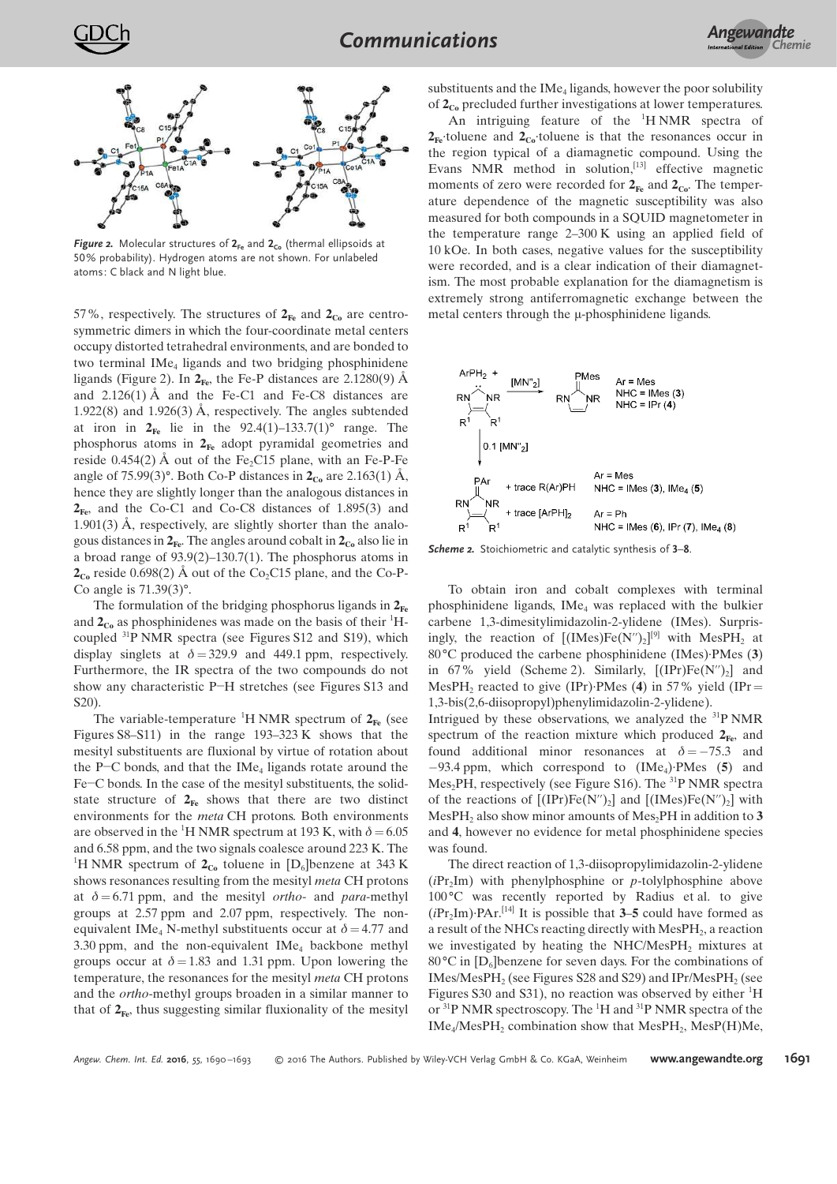*Figure 2.* Molecular structures of $\mathbf{2_{Fe}}$ and $\mathbf{2_{Co}}$ (thermal ellipsoids at 50% probability). Hydrogen atoms are not shown. For unlabeled atoms: C black and N light blue.

57%, respectively. The structures of $\mathbf{2_{Fe}}$ and $\mathbf{2_{Co}}$ are centrosymmetric dimers in which the four-coordinate metal centers occupy distorted tetrahedral environments, and are bonded to two terminal $IMe_4$ ligands and two bridging phosphinidene ligands (Figure 2). In $\mathbf{2_{Fe}}$, the Fe-P distances are 2.1280(9) Å and 2.126(1) Å and the Fe-C1 and Fe-C8 distances are 1.922(8) and 1.926(3) Å, respectively. The angles subtended at iron in $\mathbf{2_{Fe}}$ lie in the 92.4(1)–133.7(1)° range. The phosphorus atoms in $\mathbf{2_{Fe}}$ adopt pyramidal geometries and reside 0.454(2) Å out of the $Fe_2C15$ plane, with an Fe-P-Fe angle of 75.99(3)°. Both Co-P distances in $\mathbf{2_{Co}}$ are 2.163(1) Å, hence they are slightly longer than the analogous distances in $\mathbf{2_{Fe}}$, and the Co-C1 and Co-C8 distances of 1.895(3) and 1.901(3) Å, respectively, are slightly shorter than the analogous distances in $\mathbf{2_{Fe}}$. The angles around cobalt in $\mathbf{2_{Co}}$ also lie in a broad range of 93.9(2)–130.7(1). The phosphorus atoms in $\mathbf{2_{Co}}$ reside 0.698(2) Å out of the $Co_2C15$ plane, and the Co-P-Co angle is 71.39(3)°.

The formulation of the bridging phosphorus ligands in $\mathbf{2_{Fe}}$ and $\mathbf{2_{Co}}$ as phosphinidenes was made on the basis of their $^1H$-coupled $^{31}P$ NMR spectra (see Figures S12 and S19), which display singlets at $\delta = 329.9$ and 449.1 ppm, respectively. Furthermore, the IR spectra of the two compounds do not show any characteristic P−H stretches (see Figures S13 and S20).

The variable-temperature $^1H$ NMR spectrum of $\mathbf{2_{Fe}}$ (see Figures S8–S11) in the range 193–323 K shows that the mesityl substituents are fluxional by virtue of rotation about the P−C bonds, and that the $IMe_4$ ligands rotate around the Fe−C bonds. In the case of the mesityl substituents, the solid-state structure of $\mathbf{2_{Fe}}$ shows that there are two distinct environments for the *meta* CH protons. Both environments are observed in the $^1H$ NMR spectrum at 193 K, with $\delta = 6.05$ and 6.58 ppm, and the two signals coalesce around 223 K. The $^1H$ NMR spectrum of $\mathbf{2_{Co}}$ toluene in [$D_6$]benzene at 343 K shows resonances resulting from the mesityl *meta* CH protons at $\delta = 6.71$ ppm, and the mesityl *ortho*- and *para*-methyl groups at 2.57 ppm and 2.07 ppm, respectively. The non-equivalent $IMe_4$ N-methyl substituents occur at $\delta = 4.77$ and 3.30 ppm, and the non-equivalent $IMe_4$ backbone methyl groups occur at $\delta = 1.83$ and 1.31 ppm. Upon lowering the temperature, the resonances for the mesityl *meta* CH protons and the *ortho*-methyl groups broaden in a similar manner to that of $\mathbf{2_{Fe}}$, thus suggesting similar fluxionality of the mesityl substituents and the $IMe_4$ ligands, however the poor solubility of $\mathbf{2_{Co}}$ precluded further investigations at lower temperatures.

An intriguing feature of the $^1H$ NMR spectra of $\mathbf{2_{Fe}}$·toluene and $\mathbf{2_{Co}}$·toluene is that the resonances occur in the region typical of a diamagnetic compound. Using the Evans NMR method in solution,[13] effective magnetic moments of zero were recorded for $\mathbf{2_{Fe}}$ and $\mathbf{2_{Co}}$. The temperature dependence of the magnetic susceptibility was also measured for both compounds in a SQUID magnetometer in the temperature range 2–300 K using an applied field of 10 kOe. In both cases, negative values for the susceptibility were recorded, and is a clear indication of their diamagnetism. The most probable explanation for the diamagnetism is extremely strong antiferromagnetic exchange between the metal centers through the μ-phosphinidene ligands.

*Scheme 2.* Stoichiometric and catalytic synthesis of **3**–**8**.

To obtain iron and cobalt complexes with terminal phosphinidene ligands, $IMe_4$ was replaced with the bulkier carbene 1,3-dimesitylimidazolin-2-ylidene (IMes). Surprisingly, the reaction of [(IMes)Fe(N″)$_2$][9] with $MesPH_2$ at 80 °C produced the carbene phosphinidene (IMes)·PMes (**3**) in 67% yield (Scheme 2). Similarly, [(IPr)Fe(N″)$_2$] and $MesPH_2$ reacted to give (IPr)·PMes (**4**) in 57% yield (IPr = 1,3-bis(2,6-diisopropyl)phenylimidazolin-2-ylidene).
Intrigued by these observations, we analyzed the $^{31}P$ NMR spectrum of the reaction mixture which produced $\mathbf{2_{Fe}}$, and found additional minor resonances at $\delta = -75.3$ and −93.4 ppm, which correspond to ($IMe_4$)·PMes (**5**) and $Mes_2PH$, respectively (see Figure S16). The $^{31}P$ NMR spectra of the reactions of [(IPr)Fe(N″)$_2$] and [(IMes)Fe(N″)$_2$] with $MesPH_2$ also show minor amounts of $Mes_2PH$ in addition to **3** and **4**, however no evidence for metal phosphinidene species was found.

The direct reaction of 1,3-diisopropylimidazolin-2-ylidene ($iPr_2Im$) with phenylphosphine or *p*-tolylphosphine above 100 °C was recently reported by Radius et al. to give ($iPr_2Im$)·PAr.[14] It is possible that **3**–**5** could have formed as a result of the NHCs reacting directly with $MesPH_2$, a reaction we investigated by heating the NHC/$MesPH_2$ mixtures at 80 °C in [$D_6$]benzene for seven days. For the combinations of IMes/$MesPH_2$ (see Figures S28 and S29) and IPr/$MesPH_2$ (see Figures S30 and S31), no reaction was observed by either $^1H$ or $^{31}P$ NMR spectroscopy. The $^1H$ and $^{31}P$ NMR spectra of the $IMe_4$/$MesPH_2$ combination show that $MesPH_2$, MesP(H)Me,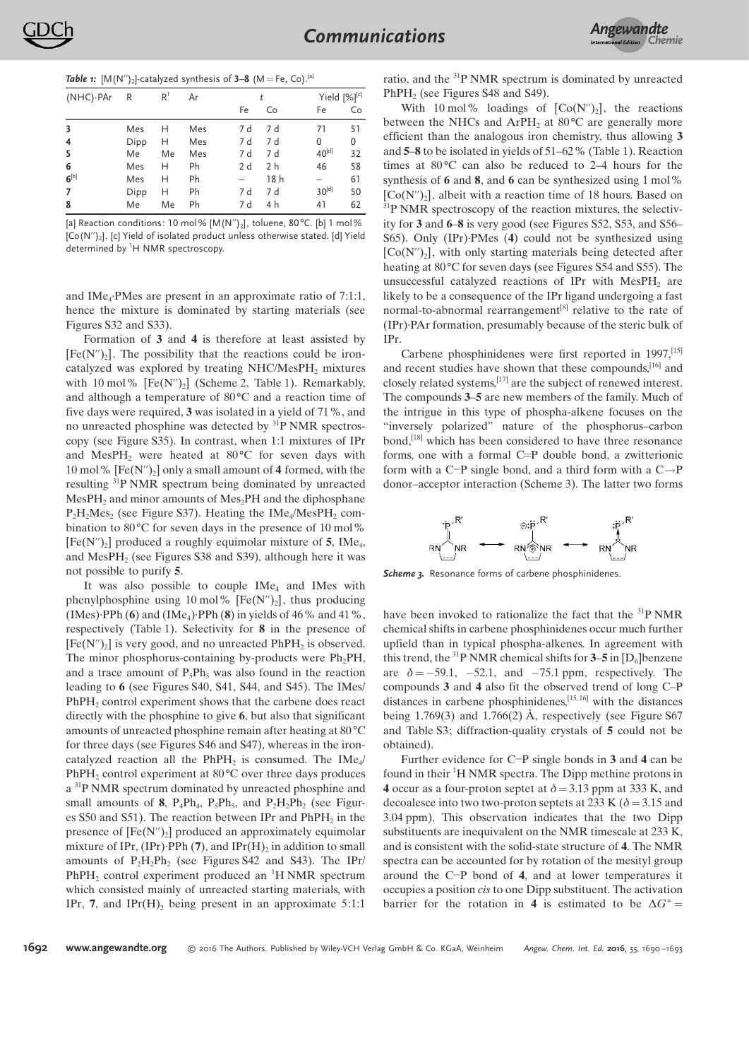**Table 1:** $[M(N'')_2]$-catalyzed synthesis of **3**–**8** (M = Fe, Co).[a]

| (NHC)·PAr | R | $R^1$ | Ar | t | | Yield [%][c] | |
|---|---|---|---|---|---|---|---|
| | | | | Fe | Co | Fe | Co |
| **3** | Mes | H | Mes | 7 d | 7 d | 71 | 51 |
| **4** | Dipp | H | Mes | 7 d | 7 d | 0 | 0 |
| **5** | Me | Me | Mes | 7 d | 7 d | 40[d] | 32 |
| **6** | Mes | H | Ph | 2 d | 2 h | 46 | 58 |
| **6**[b] | Mes | H | Ph | – | 18 h | – | 61 |
| **7** | Dipp | H | Ph | 7 d | 7 d | 30[d] | 50 |
| **8** | Me | Me | Ph | 7 d | 4 h | 41 | 62 |

[a] Reaction conditions: 10 mol% $[M(N'')_2]$, toluene, 80 °C. [b] 1 mol% $[Co(N'')_2]$. [c] Yield of isolated product unless otherwise stated. [d] Yield determined by $^1$H NMR spectroscopy.

and $IMe_4$·PMes are present in an approximate ratio of 7:1:1, hence the mixture is dominated by starting materials (see Figures S32 and S33).

Formation of **3** and **4** is therefore at least assisted by $[Fe(N'')_2]$. The possibility that the reactions could be iron-catalyzed was explored by treating NHC/$MesPH_2$ mixtures with 10 mol% $[Fe(N'')_2]$ (Scheme 2, Table 1). Remarkably, and although a temperature of 80 °C and a reaction time of five days were required, **3** was isolated in a yield of 71%, and no unreacted phosphine was detected by $^{31}$P NMR spectroscopy (see Figure S35). In contrast, when 1:1 mixtures of IPr and $MesPH_2$ were heated at 80 °C for seven days with 10 mol% $[Fe(N'')_2]$ only a small amount of **4** formed, with the resulting $^{31}$P NMR spectrum being dominated by unreacted $MesPH_2$ and minor amounts of $Mes_2PH$ and the diphosphane $P_2H_2Mes_2$ (see Figure S37). Heating the $IMe_4$/$MesPH_2$ combination to 80 °C for seven days in the presence of 10 mol% $[Fe(N'')_2]$ produced a roughly equimolar mixture of **5**, $IMe_4$, and $MesPH_2$ (see Figures S38 and S39), although here it was not possible to purify **5**.

It was also possible to couple $IMe_4$ and IMes with phenylphosphine using 10 mol% $[Fe(N'')_2]$, thus producing (IMes)·PPh (**6**) and ($IMe_4$)·PPh (**8**) in yields of 46% and 41%, respectively (Table 1). Selectivity for **8** in the presence of $[Fe(N'')_2]$ is very good, and no unreacted $PhPH_2$ is observed. The minor phosphorus-containing by-products were $Ph_2PH$, and a trace amount of $P_5Ph_5$ was also found in the reaction leading to **6** (see Figures S40, S41, S44, and S45). The IMes/$PhPH_2$ control experiment shows that the carbene does react directly with the phosphine to give **6**, but also that significant amounts of unreacted phosphine remain after heating at 80 °C for three days (see Figures S46 and S47), whereas in the iron-catalyzed reaction all the $PhPH_2$ is consumed. The $IMe_4$/$PhPH_2$ control experiment at 80 °C over three days produces a $^{31}$P NMR spectrum dominated by unreacted phosphine and small amounts of **8**, $P_4Ph_4$, $P_5Ph_5$, and $P_2H_2Ph_2$ (see Figures S50 and S51). The reaction between IPr and $PhPH_2$ in the presence of $[Fe(N'')_2]$ produced an approximately equimolar mixture of IPr, (IPr)·PPh (**7**), and $IPr(H)_2$ in addition to small amounts of $P_2H_2Ph_2$ (see Figures S42 and S43). The IPr/$PhPH_2$ control experiment produced an $^1$H NMR spectrum which consisted mainly of unreacted starting materials, with IPr, **7**, and $IPr(H)_2$ being present in an approximate 5:1:1 ratio, and the $^{31}$P NMR spectrum is dominated by unreacted $PhPH_2$ (see Figures S48 and S49).

With 10 mol% loadings of $[Co(N'')_2]$, the reactions between the NHCs and $ArPH_2$ at 80 °C are generally more efficient than the analogous iron chemistry, thus allowing **3** and **5**–**8** to be isolated in yields of 51–62% (Table 1). Reaction times at 80 °C can also be reduced to 2–4 hours for the synthesis of **6** and **8**, and **6** can be synthesized using 1 mol% $[Co(N'')_2]$, albeit with a reaction time of 18 hours. Based on $^{31}$P NMR spectroscopy of the reaction mixtures, the selectivity for **3** and **6**–**8** is very good (see Figures S52, S53, and S56–S65). Only (IPr)·PMes (**4**) could not be synthesized using $[Co(N'')_2]$, with only starting materials being detected after heating at 80 °C for seven days (see Figures S54 and S55). The unsuccessful catalyzed reactions of IPr with $MesPH_2$ are likely to be a consequence of the IPr ligand undergoing a fast normal-to-abnormal rearrangement[8] relative to the rate of (IPr)·PAr formation, presumably because of the steric bulk of IPr.

Carbene phosphinidenes were first reported in 1997,[15] and recent studies have shown that these compounds,[16] and closely related systems,[17] are the subject of renewed interest. The compounds **3**–**5** are new members of the family. Much of the intrigue in this type of phospha-alkene focuses on the "inversely polarized" nature of the phosphorus–carbon bond,[18] which has been considered to have three resonance forms, one with a formal C=P double bond, a zwitterionic form with a C−P single bond, and a third form with a C→P donor–acceptor interaction (Scheme 3). The latter two forms

**Scheme 3.** Resonance forms of carbene phosphinidenes.

have been invoked to rationalize the fact that the $^{31}$P NMR chemical shifts in carbene phosphinidenes occur much further upfield than in typical phospha-alkenes. In agreement with this trend, the $^{31}$P NMR chemical shifts for **3**–**5** in $[D_6]$benzene are $\delta = -59.1$, $-52.1$, and $-75.1$ ppm, respectively. The compounds **3** and **4** also fit the observed trend of long C–P distances in carbene phosphinidenes,[15,16] with the distances being 1.769(3) and 1.766(2) Å, respectively (see Figure S67 and Table S3; diffraction-quality crystals of **5** could not be obtained).

Further evidence for C−P single bonds in **3** and **4** can be found in their $^1$H NMR spectra. The Dipp methine protons in **4** occur as a four-proton septet at $\delta = 3.13$ ppm at 333 K, and decoalesce into two two-proton septets at 233 K ($\delta = 3.15$ and 3.04 ppm). This observation indicates that the two Dipp substituents are inequivalent on the NMR timescale at 233 K, and is consistent with the solid-state structure of **4**. The NMR spectra can be accounted for by rotation of the mesityl group around the C−P bond of **4**, and at lower temperatures it occupies a position *cis* to one Dipp substituent. The activation barrier for the rotation in **4** is estimated to be $\Delta G^{\neq} =$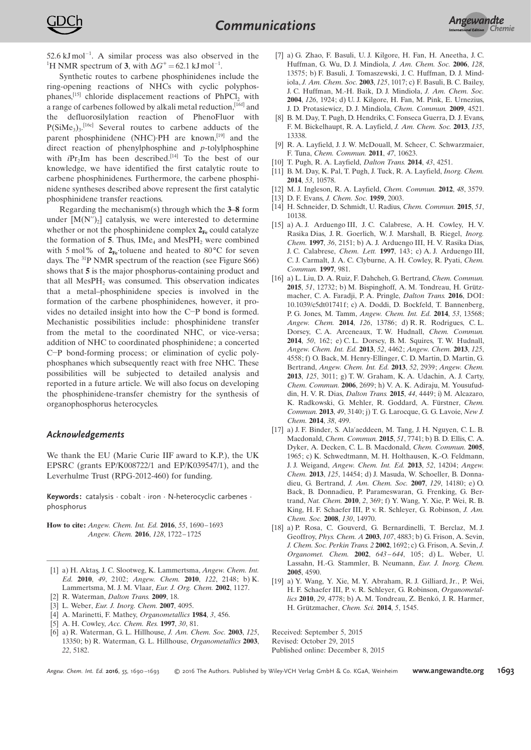52.6 kJ mol$^{-1}$. A similar process was also observed in the $^1$H NMR spectrum of **3**, with $\Delta G^{\neq} = 62.1$ kJ mol$^{-1}$.

Synthetic routes to carbene phosphinidenes include the ring-opening reactions of NHCs with cyclic polyphosphanes,[15] chloride displacement reactions of $PhPCl_2$ with a range of carbenes followed by alkali metal reduction,[16f] and the defluorosilylation reaction of PhenoFluor with $P(SiMe_3)_3$.[16c] Several routes to carbene adducts of the parent phosphinidene (NHC)·PH are known,[19] and the direct reaction of phenylphosphine and *p*-tolylphosphine with *i*Pr$_2$Im has been described.[14] To the best of our knowledge, we have identified the first catalytic route to carbene phosphinidenes. Furthermore, the carbene phosphinidene syntheses described above represent the first catalytic phosphinidene transfer reactions.

Regarding the mechanism(s) through which the **3**–**8** form under $[M(N'')_2]$ catalysis, we were interested to determine whether or not the phosphinidene complex $\mathbf{2_{Fe}}$ could catalyze the formation of **5**. Thus, $IMe_4$ and $MesPH_2$ were combined with 5 mol% of $\mathbf{2_{Fe}}$·toluene and heated to 80 °C for seven days. The $^{31}$P NMR spectrum of the reaction (see Figure S66) shows that **5** is the major phosphorus-containing product and that all $MesPH_2$ was consumed. This observation indicates that a metal–phosphinidene species is involved in the formation of the carbene phosphinidenes, however, it provides no detailed insight into how the C–P bond is formed. Mechanistic possibilities include: phosphinidene transfer from the metal to the coordinated NHC, or vice-versa; addition of NHC to coordinated phosphinidene; a concerted C–P bond-forming process; or elimination of cyclic polyphosphanes which subsequently react with free NHC. These possibilities will be subjected to detailed analysis and reported in a future article. We will also focus on developing the phosphinidene-transfer chemistry for the synthesis of organophosphorus heterocycles.

## Acknowledgements

We thank the EU (Marie Curie IIF award to K.P.), the UK EPSRC (grants EP/K008722/1 and EP/K039547/1), and the Leverhulme Trust (RPG-2012-460) for funding.

**Keywords:** catalysis · cobalt · iron · N-heterocyclic carbenes · phosphorus

**How to cite:** *Angew. Chem. Int. Ed.* **2016**, *55*, 1690–1693
*Angew. Chem.* **2016**, *128*, 1722–1725

[1] a) H. Aktaş, J. C. Slootweg, K. Lammertsma, *Angew. Chem. Int. Ed.* **2010**, *49*, 2102; *Angew. Chem.* **2010**, *122*, 2148; b) K. Lammertsma, M. J. M. Vlaar, *Eur. J. Org. Chem.* **2002**, 1127.

[2] R. Waterman, *Dalton Trans.* **2009**, 18.

[3] L. Weber, *Eur. J. Inorg. Chem.* **2007**, 4095.

[4] A. Marinetti, F. Mathey, *Organometallics* **1984**, *3*, 456.

[5] A. H. Cowley, *Acc. Chem. Res.* **1997**, *30*, 81.

[6] a) R. Waterman, G. L. Hillhouse, *J. Am. Chem. Soc.* **2003**, *125*, 13350; b) R. Waterman, G. L. Hillhouse, *Organometallics* **2003**, *22*, 5182.

[7] a) G. Zhao, F. Basuli, U. J. Kilgore, H. Fan, H. Aneetha, J. C. Huffman, G. Wu, D. J. Mindiola, *J. Am. Chem. Soc.* **2006**, *128*, 13575; b) F. Basuli, J. Tomaszewski, J. C. Huffman, D. J. Mindiola, *J. Am. Chem. Soc.* **2003**, *125*, 1017; c) F. Basuli, B. C. Bailey, J. C. Huffman, M.-H. Baik, D. J. Mindiola, *J. Am. Chem. Soc.* **2004**, *126*, 1924; d) U. J. Kilgore, H. Fan, M. Pink, E. Urnezius, J. D. Protasiewicz, D. J. Mindiola, *Chem. Commun.* **2009**, 4521.

[8] B. M. Day, T. Pugh, D. Hendriks, C. Fonseca Guerra, D. J. Evans, F. M. Bickelhaupt, R. A. Layfield, *J. Am. Chem. Soc.* **2013**, *135*, 13338.

[9] R. A. Layfield, J. J. W. McDouall, M. Scheer, C. Schwarzmaier, F. Tuna, *Chem. Commun.* **2011**, *47*, 10623.

[10] T. Pugh, R. A. Layfield, *Dalton Trans.* **2014**, *43*, 4251.

[11] B. M. Day, K. Pal, T. Pugh, J. Tuck, R. A. Layfield, *Inorg. Chem.* **2014**, *53*, 10578.

[12] M. J. Ingleson, R. A. Layfield, *Chem. Commun.* **2012**, *48*, 3579.

[13] D. F. Evans, *J. Chem. Soc.* **1959**, 2003.

[14] H. Schneider, D. Schmidt, U. Radius, *Chem. Commun.* **2015**, *51*, 10138.

[15] a) A. J. Arduengo III, J. C. Calabrese, A. H. Cowley, H. V. Rasika Dias, J. R. Goerlich, W. J. Marshall, B. Riegel, *Inorg. Chem.* **1997**, *36*, 2151; b) A. J. Arduengo III, H. V. Rasika Dias, J. C. Calabrese, *Chem. Lett.* **1997**, 143; c) A. J. Arduengo III, C. J. Carmalt, J. A. C. Clyburne, A. H. Cowley, R. Pyati, *Chem. Commun.* **1997**, 981.

[16] a) L. Liu, D. A. Ruiz, F. Dahcheh, G. Bertrand, *Chem. Commun.* **2015**, *51*, 12732; b) M. Bispinghoff, A. M. Tondreau, H. Grützmacher, C. A. Faradji, P. A. Pringle, *Dalton Trans.* **2016**, DOI: 10.1039/c5dt01741f; c) A. Doddi, D. Bockfeld, T. Bannenberg, P. G. Jones, M. Tamm, *Angew. Chem. Int. Ed.* **2014**, *53*, 13568; *Angew. Chem.* **2014**, *126*, 13786; d) R. R. Rodrigues, C. L. Dorsey, C. A. Arceneaux, T. W. Hudnall, *Chem. Commun.* **2014**, *50*, 162; e) C. L. Dorsey, B. M. Squires, T. W. Hudnall, *Angew. Chem. Int. Ed.* **2013**, *52*, 4462; *Angew. Chem.* **2013**, *125*, 4558; f) O. Back, M. Henry-Ellinger, C. D. Martin, D. Martin, G. Bertrand, *Angew. Chem. Int. Ed.* **2013**, *52*, 2939; *Angew. Chem.* **2013**, *125*, 3011; g) T. W. Graham, K. A. Udachin, A. J. Carty, *Chem. Commun.* **2006**, 2699; h) V. A. K. Adiraju, M. Yousufuddin, H. V. R. Dias, *Dalton Trans.* **2015**, *44*, 4449; i) M. Alcazaro, K. Radkowski, G. Mehler, R. Goddard, A. Fürstner, *Chem. Commun.* **2013**, *49*, 3140; j) T. G. Larocque, G. G. Lavoie, *New J. Chem.* **2014**, *38*, 499.

[17] a) J. F. Binder, S. Ala'aeddeen, M. Tang, J. H. Nguyen, C. L. B. Macdonald, *Chem. Commun.* **2015**, *51*, 7741; b) B. D. Ellis, C. A. Dyker, A. Decken, C. L. B. Macdonald, *Chem. Commun.* **2005**, 1965; c) K. Schwedtmann, M. H. Holthausen, K.-O. Feldmann, J. J. Weigand, *Angew. Chem. Int. Ed.* **2013**, *52*, 14204; *Angew. Chem.* **2013**, *125*, 14454; d) J. Masuda, W. Schoeller, B. Donnadieu, G. Bertrand, *J. Am. Chem. Soc.* **2007**, *129*, 14180; e) O. Back, B. Donnadieu, P. Parameswaran, G. Frenking, G. Bertrand, *Nat. Chem.* **2010**, *2*, 369; f) Y. Wang, Y. Xie, P. Wei, R. B. King, H. F. Schaefer III, P. v. R. Schleyer, G. Robinson, *J. Am. Chem. Soc.* **2008**, *130*, 14970.

[18] a) P. Rosa, C. Gouverd, G. Bernardinelli, T. Berclaz, M. J. Geoffroy, *Phys. Chem. A* **2003**, *107*, 4883; b) G. Frison, A. Sevin, *J. Chem. Soc. Perkin Trans. 2* **2002**, 1692; c) G. Frison, A. Sevin, *J. Organomet. Chem.* **2002**, *643–644*, 105; d) L. Weber, U. Lassahn, H.-G. Stammler, B. Neumann, *Eur. J. Inorg. Chem.* **2005**, 4590.

[19] a) Y. Wang, Y. Xie, M. Y. Abraham, R. J. Gilliard, Jr., P. Wei, H. F. Schaefer III, P. v. R. Schleyer, G. Robinson, *Organometallics* **2010**, *29*, 4778; b) A. M. Tondreau, Z. Benkő, J. R. Harmer, H. Grützmacher, *Chem. Sci.* **2014**, *5*, 1545.

Received: September 5, 2015
Revised: October 29, 2015
Published online: December 8, 2015